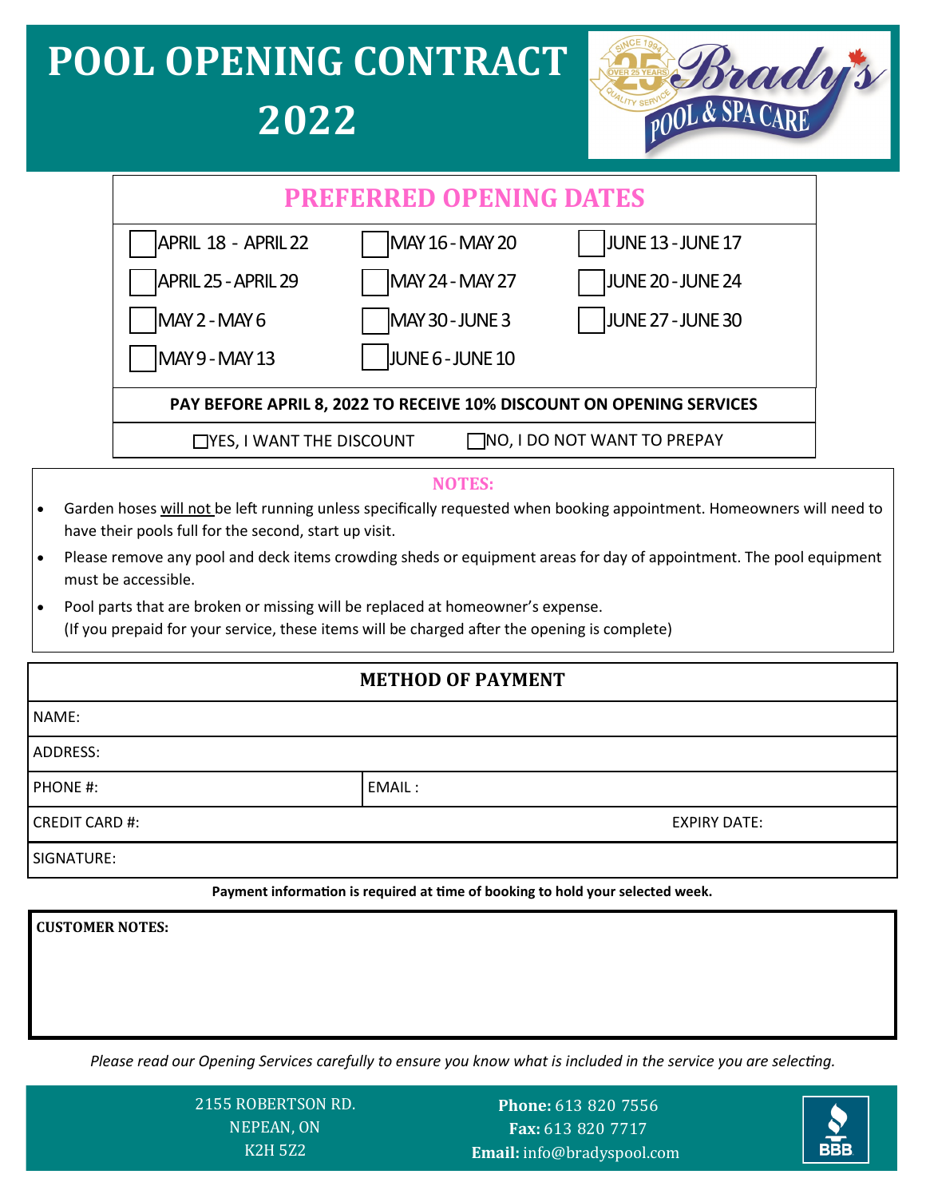# POOL OPENING CONTRACT 2022

Brady's POOL & SPA CARE — SINCE 1994 — OVER 25 YEARS — QUALITY SERVICE

## PREFERRED OPENING DATES

| | | |
|---|---|---|
| ☐ APRIL 18 - APRIL 22 | ☐ MAY 16 - MAY 20 | ☐ JUNE 13 - JUNE 17 |
| ☐ APRIL 25 - APRIL 29 | ☐ MAY 24 - MAY 27 | ☐ JUNE 20 - JUNE 24 |
| ☐ MAY 2 - MAY 6 | ☐ MAY 30 - JUNE 3 | ☐ JUNE 27 - JUNE 30 |
| ☐ MAY 9 - MAY 13 | ☐ JUNE 6 - JUNE 10 | |

**PAY BEFORE APRIL 8, 2022 TO RECEIVE 10% DISCOUNT ON OPENING SERVICES**

☐ YES, I WANT THE DISCOUNT ☐ NO, I DO NOT WANT TO PREPAY

### NOTES:

- Garden hoses will not be left running unless specifically requested when booking appointment. Homeowners will need to have their pools full for the second, start up visit.
- Please remove any pool and deck items crowding sheds or equipment areas for day of appointment. The pool equipment must be accessible.
- Pool parts that are broken or missing will be replaced at homeowner's expense.
(If you prepaid for your service, these items will be charged after the opening is complete)

### METHOD OF PAYMENT

| | |
|---|---|
| NAME: | |
| ADDRESS: | |
| PHONE #: | EMAIL : |
| CREDIT CARD #: | EXPIRY DATE: |
| SIGNATURE: | |

**Payment information is required at time of booking to hold your selected week.**

**CUSTOMER NOTES:**

*Please read our Opening Services carefully to ensure you know what is included in the service you are selecting.*

2155 ROBERTSON RD.
NEPEAN, ON
K2H 5Z2

**Phone:** 613 820 7556
**Fax:** 613 820 7717
**Email:** info@bradyspool.com

BBB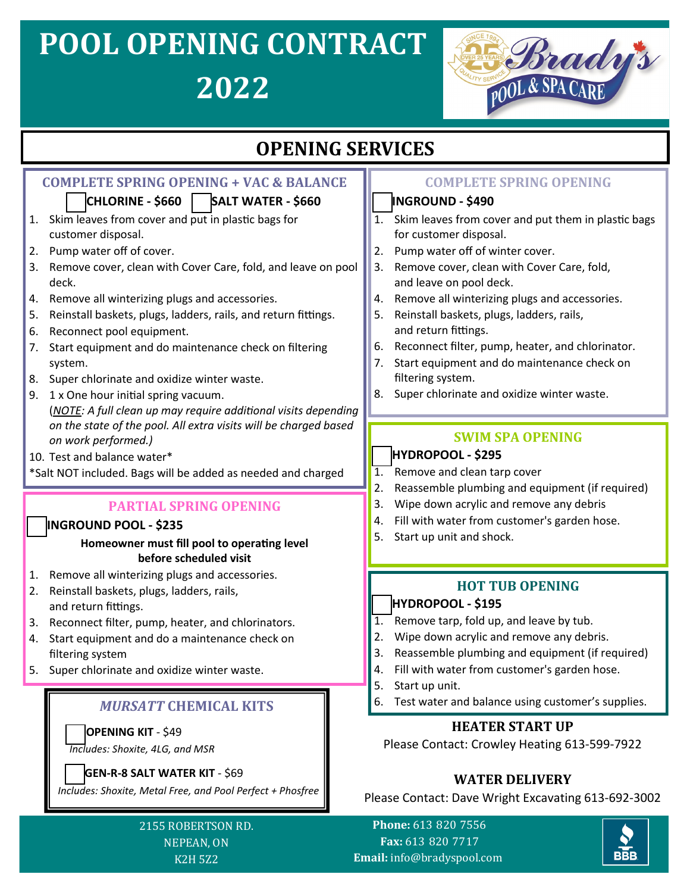# POOL OPENING CONTRACT 2022

## OPENING SERVICES

### COMPLETE SPRING OPENING + VAC & BALANCE

☐ **CHLORINE - $660** ☐ **SALT WATER - $660**

1. Skim leaves from cover and put in plastic bags for customer disposal.
2. Pump water off of cover.
3. Remove cover, clean with Cover Care, fold, and leave on pool deck.
4. Remove all winterizing plugs and accessories.
5. Reinstall baskets, plugs, ladders, rails, and return fittings.
6. Reconnect pool equipment.
7. Start equipment and do maintenance check on filtering system.
8. Super chlorinate and oxidize winter waste.
9. 1 x One hour initial spring vacuum. (*<u>NOTE</u>: A full clean up may require additional visits depending on the state of the pool. All extra visits will be charged based on work performed.)*
10. Test and balance water*

*Salt NOT included. Bags will be added as needed and charged

### PARTIAL SPRING OPENING

☐ **INGROUND POOL - $235**

**Homeowner must fill pool to operating level before scheduled visit**

1. Remove all winterizing plugs and accessories.
2. Reinstall baskets, plugs, ladders, rails, and return fittings.
3. Reconnect filter, pump, heater, and chlorinators.
4. Start equipment and do a maintenance check on filtering system
5. Super chlorinate and oxidize winter waste.

### *MURSATT* CHEMICAL KITS

☐ **OPENING KIT** - $49

*Includes: Shoxite, 4LG, and MSR*

☐ **GEN-R-8 SALT WATER KIT** - $69

*Includes: Shoxite, Metal Free, and Pool Perfect + Phosfree*

### COMPLETE SPRING OPENING

☐ **INGROUND - $490**

1. Skim leaves from cover and put them in plastic bags for customer disposal.
2. Pump water off of winter cover.
3. Remove cover, clean with Cover Care, fold, and leave on pool deck.
4. Remove all winterizing plugs and accessories.
5. Reinstall baskets, plugs, ladders, rails, and return fittings.
6. Reconnect filter, pump, heater, and chlorinator.
7. Start equipment and do maintenance check on filtering system.
8. Super chlorinate and oxidize winter waste.

### SWIM SPA OPENING

☐ **HYDROPOOL - $295**

1. Remove and clean tarp cover
2. Reassemble plumbing and equipment (if required)
3. Wipe down acrylic and remove any debris
4. Fill with water from customer's garden hose.
5. Start up unit and shock.

### HOT TUB OPENING

☐ **HYDROPOOL - $195**

1. Remove tarp, fold up, and leave by tub.
2. Wipe down acrylic and remove any debris.
3. Reassemble plumbing and equipment (if required)
4. Fill with water from customer's garden hose.
5. Start up unit.
6. Test water and balance using customer's supplies.

### HEATER START UP

Please Contact: Crowley Heating 613-599-7922

### WATER DELIVERY

Please Contact: Dave Wright Excavating 613-692-3002

2155 ROBERTSON RD.
NEPEAN, ON
K2H 5Z2

**Phone:** 613 820 7556
**Fax:** 613 820 7717
**Email:** info@bradyspool.com